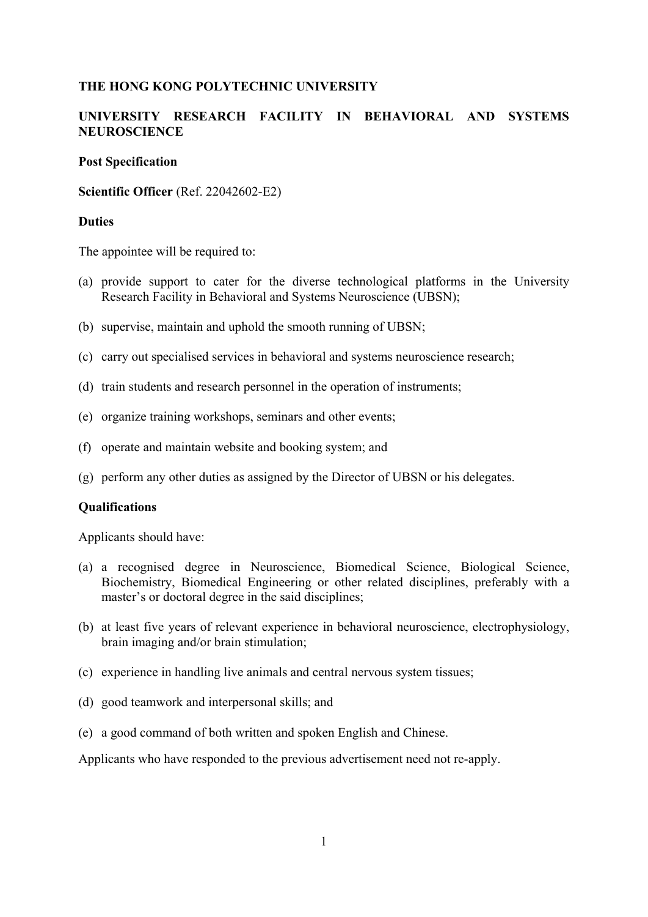# THE HONG KONG POLYTECHNIC UNIVERSITY

## UNIVERSITY RESEARCH FACILITY IN BEHAVIORAL AND SYSTEMS NEUROSCIENCE

**Post Specification**

**Scientific Officer** (Ref. 22042602-E2)

**Duties**

The appointee will be required to:

(a) provide support to cater for the diverse technological platforms in the University Research Facility in Behavioral and Systems Neuroscience (UBSN);

(b) supervise, maintain and uphold the smooth running of UBSN;

(c) carry out specialised services in behavioral and systems neuroscience research;

(d) train students and research personnel in the operation of instruments;

(e) organize training workshops, seminars and other events;

(f) operate and maintain website and booking system; and

(g) perform any other duties as assigned by the Director of UBSN or his delegates.

**Qualifications**

Applicants should have:

(a) a recognised degree in Neuroscience, Biomedical Science, Biological Science, Biochemistry, Biomedical Engineering or other related disciplines, preferably with a master's or doctoral degree in the said disciplines;

(b) at least five years of relevant experience in behavioral neuroscience, electrophysiology, brain imaging and/or brain stimulation;

(c) experience in handling live animals and central nervous system tissues;

(d) good teamwork and interpersonal skills; and

(e) a good command of both written and spoken English and Chinese.

Applicants who have responded to the previous advertisement need not re-apply.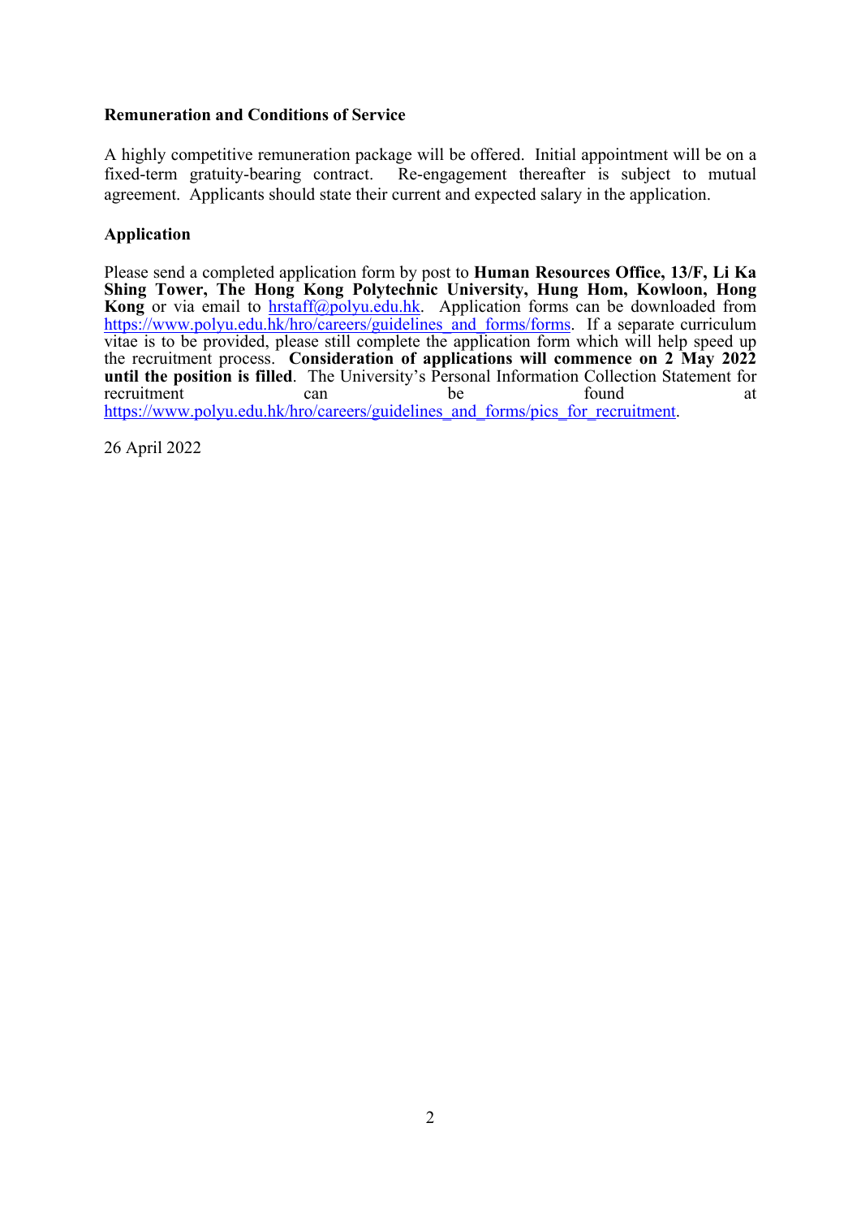**Remuneration and Conditions of Service**

A highly competitive remuneration package will be offered. Initial appointment will be on a fixed-term gratuity-bearing contract. Re-engagement thereafter is subject to mutual agreement. Applicants should state their current and expected salary in the application.

**Application**

Please send a completed application form by post to **Human Resources Office, 13/F, Li Ka Shing Tower, The Hong Kong Polytechnic University, Hung Hom, Kowloon, Hong Kong** or via email to hrstaff@polyu.edu.hk. Application forms can be downloaded from https://www.polyu.edu.hk/hro/careers/guidelines_and_forms/forms. If a separate curriculum vitae is to be provided, please still complete the application form which will help speed up the recruitment process. **Consideration of applications will commence on 2 May 2022 until the position is filled**. The University's Personal Information Collection Statement for recruitment can be found at https://www.polyu.edu.hk/hro/careers/guidelines_and_forms/pics_for_recruitment.

26 April 2022